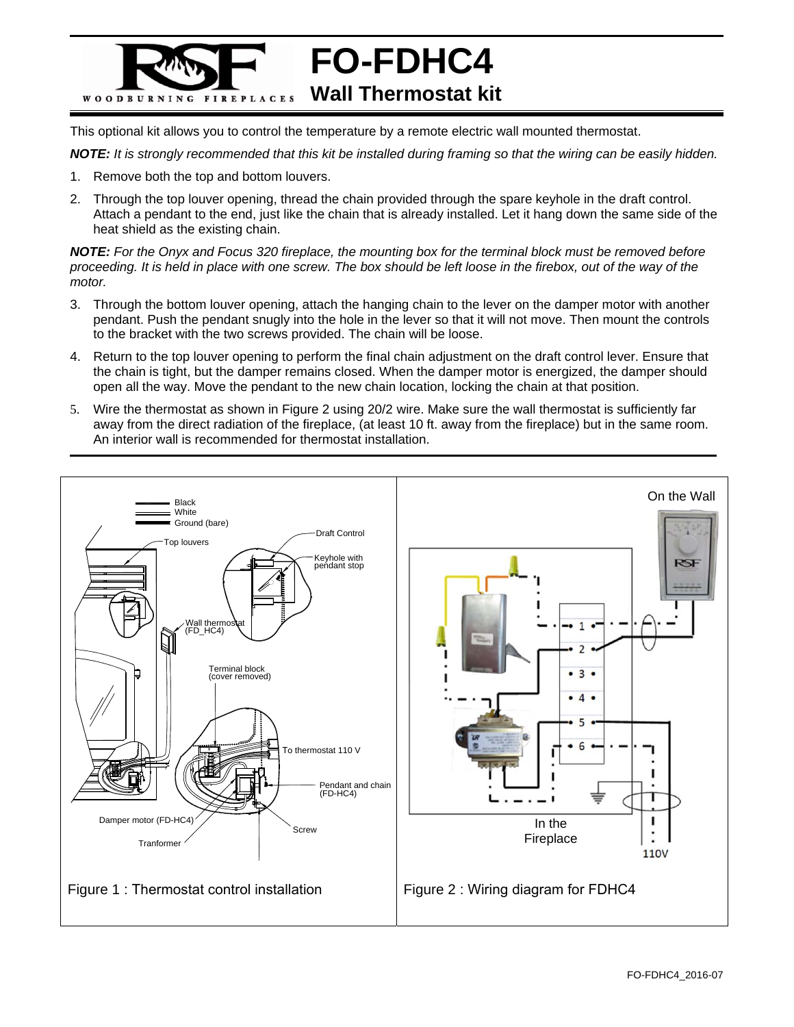# FO-FDHC4

## Wall Thermostat kit

This optional kit allows you to control the temperature by a remote electric wall mounted thermostat.

***NOTE:*** *It is strongly recommended that this kit be installed during framing so that the wiring can be easily hidden.*

1. Remove both the top and bottom louvers.
2. Through the top louver opening, thread the chain provided through the spare keyhole in the draft control. Attach a pendant to the end, just like the chain that is already installed. Let it hang down the same side of the heat shield as the existing chain.

***NOTE:*** *For the Onyx and Focus 320 fireplace, the mounting box for the terminal block must be removed before proceeding. It is held in place with one screw. The box should be left loose in the firebox, out of the way of the motor.*

3. Through the bottom louver opening, attach the hanging chain to the lever on the damper motor with another pendant. Push the pendant snugly into the hole in the lever so that it will not move. Then mount the controls to the bracket with the two screws provided. The chain will be loose.
4. Return to the top louver opening to perform the final chain adjustment on the draft control lever. Ensure that the chain is tight, but the damper remains closed. When the damper motor is energized, the damper should open all the way. Move the pendant to the new chain location, locking the chain at that position.
5. Wire the thermostat as shown in Figure 2 using 20/2 wire. Make sure the wall thermostat is sufficiently far away from the direct radiation of the fireplace, (at least 10 ft. away from the fireplace) but in the same room. An interior wall is recommended for thermostat installation.

Figure 1 : Thermostat control installation

Figure 2 : Wiring diagram for FDHC4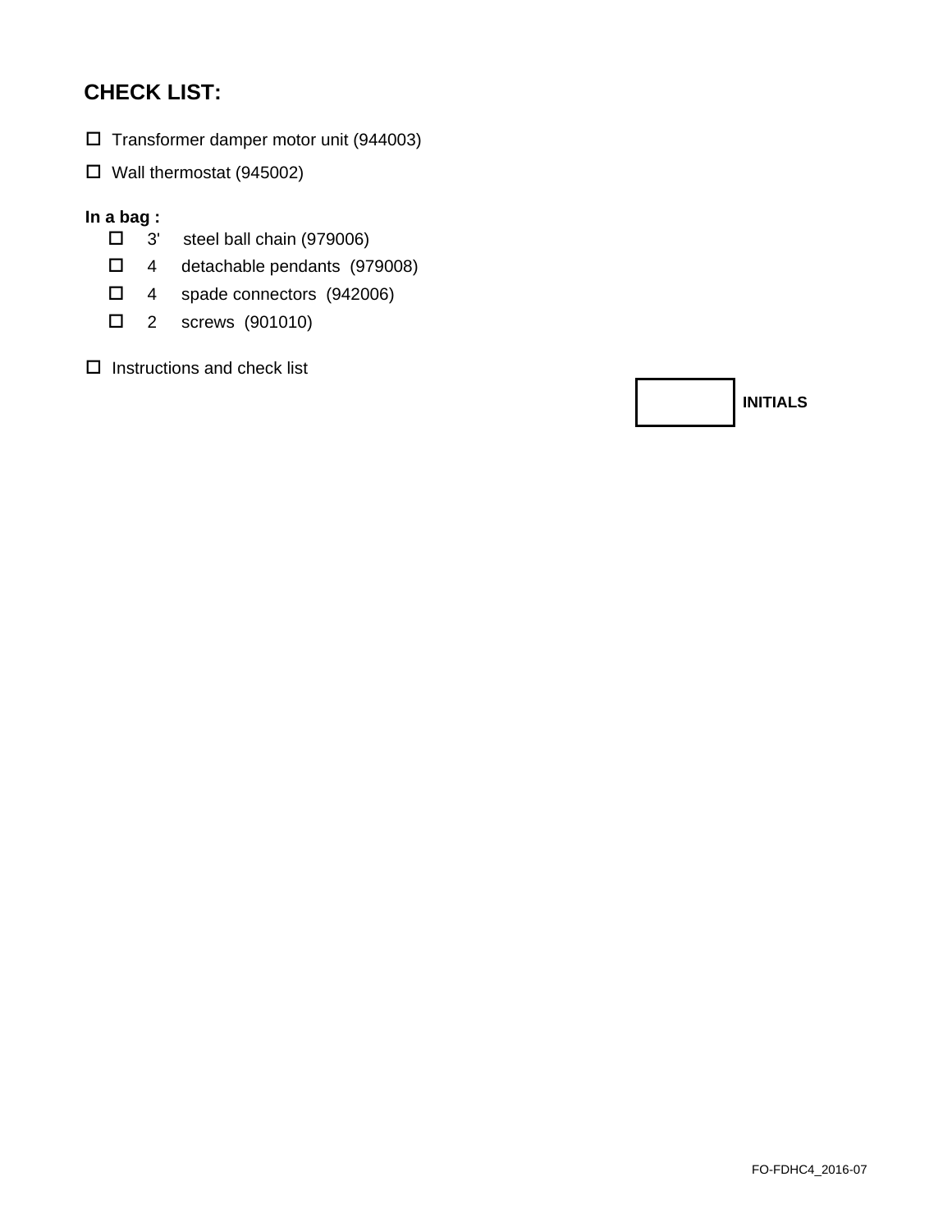## CHECK LIST:

- ☐ Transformer damper motor unit (944003)
- ☐ Wall thermostat (945002)

**In a bag :**

- ☐ 3' steel ball chain (979006)
- ☐ 4 detachable pendants (979008)
- ☐ 4 spade connectors (942006)
- ☐ 2 screws (901010)

- ☐ Instructions and check list

☐ **INITIALS**

FO-FDHC4_2016-07